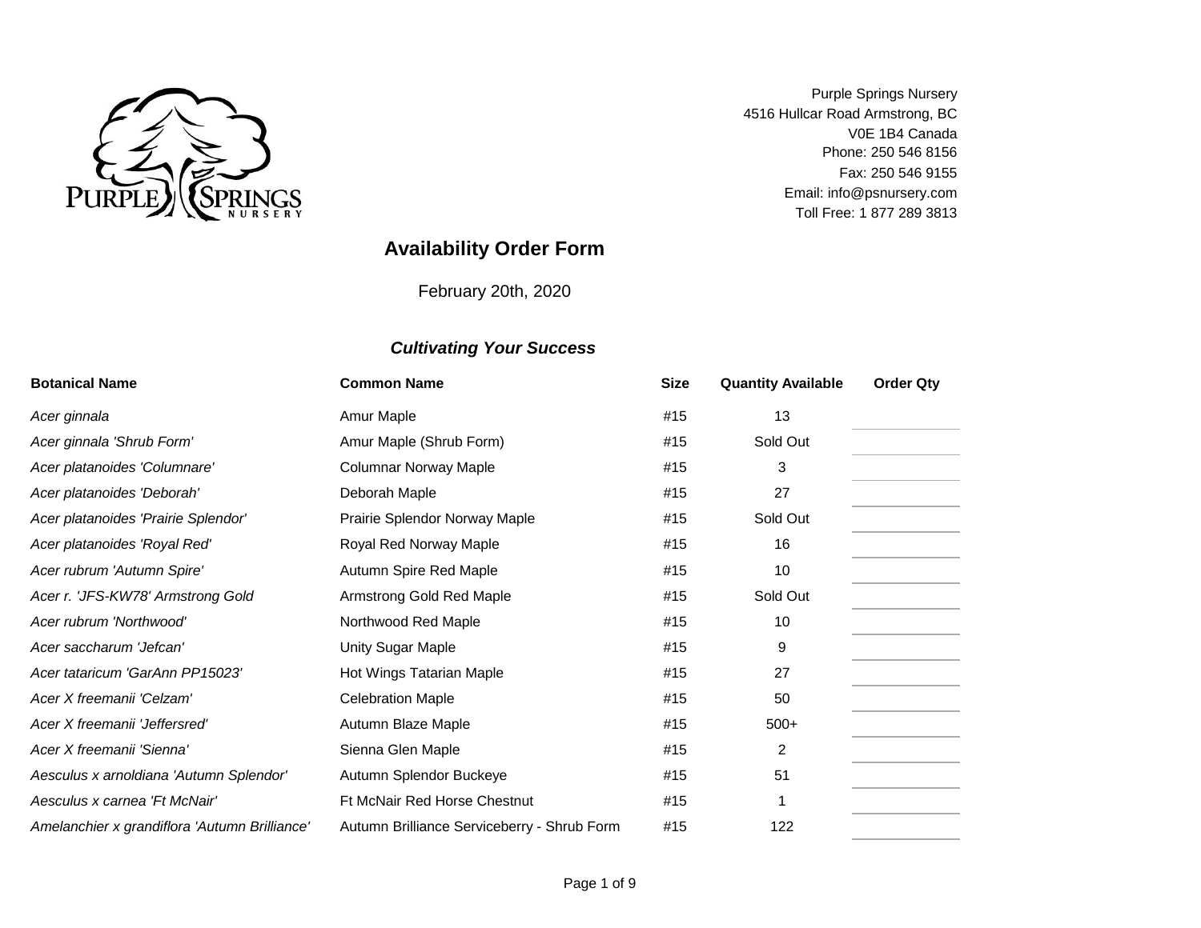Purple Springs Nursery
4516 Hullcar Road Armstrong, BC
V0E 1B4 Canada
Phone: 250 546 8156
Fax: 250 546 9155
Email: info@psnursery.com
Toll Free: 1 877 289 3813

# Availability Order Form

February 20th, 2020

***Cultivating Your Success***

| Botanical Name | Common Name | Size | Quantity Available | Order Qty |
|---|---|---|---|---|
| *Acer ginnala* | Amur Maple | #15 | 13 | |
| *Acer ginnala 'Shrub Form'* | Amur Maple (Shrub Form) | #15 | Sold Out | |
| *Acer platanoides 'Columnare'* | Columnar Norway Maple | #15 | 3 | |
| *Acer platanoides 'Deborah'* | Deborah Maple | #15 | 27 | |
| *Acer platanoides 'Prairie Splendor'* | Prairie Splendor Norway Maple | #15 | Sold Out | |
| *Acer platanoides 'Royal Red'* | Royal Red Norway Maple | #15 | 16 | |
| *Acer rubrum 'Autumn Spire'* | Autumn Spire Red Maple | #15 | 10 | |
| *Acer r. 'JFS-KW78' Armstrong Gold* | Armstrong Gold Red Maple | #15 | Sold Out | |
| *Acer rubrum 'Northwood'* | Northwood Red Maple | #15 | 10 | |
| *Acer saccharum 'Jefcan'* | Unity Sugar Maple | #15 | 9 | |
| *Acer tataricum 'GarAnn PP15023'* | Hot Wings Tatarian Maple | #15 | 27 | |
| *Acer X freemanii 'Celzam'* | Celebration Maple | #15 | 50 | |
| *Acer X freemanii 'Jeffersred'* | Autumn Blaze Maple | #15 | 500+ | |
| *Acer X freemanii 'Sienna'* | Sienna Glen Maple | #15 | 2 | |
| *Aesculus x arnoldiana 'Autumn Splendor'* | Autumn Splendor Buckeye | #15 | 51 | |
| *Aesculus x carnea 'Ft McNair'* | Ft McNair Red Horse Chestnut | #15 | 1 | |
| *Amelanchier x grandiflora 'Autumn Brilliance'* | Autumn Brilliance Serviceberry - Shrub Form | #15 | 122 | |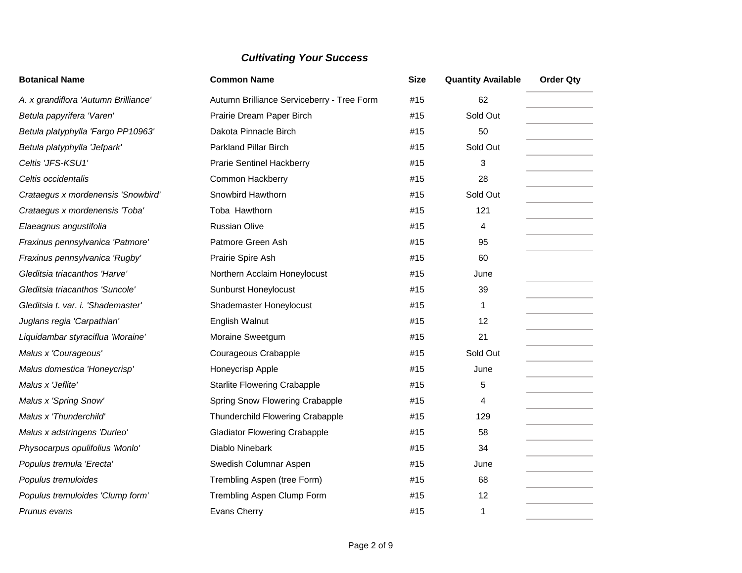## *Cultivating Your Success*

| Botanical Name | Common Name | Size | Quantity Available | Order Qty |
|---|---|---|---|---|
| *A. x grandiflora 'Autumn Brilliance'* | Autumn Brilliance Serviceberry - Tree Form | #15 | 62 | |
| *Betula papyrifera 'Varen'* | Prairie Dream Paper Birch | #15 | Sold Out | |
| *Betula platyphylla 'Fargo PP10963'* | Dakota Pinnacle Birch | #15 | 50 | |
| *Betula platyphylla 'Jefpark'* | Parkland Pillar Birch | #15 | Sold Out | |
| *Celtis 'JFS-KSU1'* | Prarie Sentinel Hackberry | #15 | 3 | |
| *Celtis occidentalis* | Common Hackberry | #15 | 28 | |
| *Crataegus x mordenensis 'Snowbird'* | Snowbird Hawthorn | #15 | Sold Out | |
| *Crataegus x mordenensis 'Toba'* | Toba  Hawthorn | #15 | 121 | |
| *Elaeagnus angustifolia* | Russian Olive | #15 | 4 | |
| *Fraxinus pennsylvanica 'Patmore'* | Patmore Green Ash | #15 | 95 | |
| *Fraxinus pennsylvanica 'Rugby'* | Prairie Spire Ash | #15 | 60 | |
| *Gleditsia triacanthos 'Harve'* | Northern Acclaim Honeylocust | #15 | June | |
| *Gleditsia triacanthos 'Suncole'* | Sunburst Honeylocust | #15 | 39 | |
| *Gleditsia t. var. i. 'Shademaster'* | Shademaster Honeylocust | #15 | 1 | |
| *Juglans regia 'Carpathian'* | English Walnut | #15 | 12 | |
| *Liquidambar styraciflua 'Moraine'* | Moraine Sweetgum | #15 | 21 | |
| *Malus x 'Courageous'* | Courageous Crabapple | #15 | Sold Out | |
| *Malus domestica 'Honeycrisp'* | Honeycrisp Apple | #15 | June | |
| *Malus x 'Jeflite'* | Starlite Flowering Crabapple | #15 | 5 | |
| *Malus x 'Spring Snow'* | Spring Snow Flowering Crabapple | #15 | 4 | |
| *Malus x 'Thunderchild'* | Thunderchild Flowering Crabapple | #15 | 129 | |
| *Malus x adstringens 'Durleo'* | Gladiator Flowering Crabapple | #15 | 58 | |
| *Physocarpus opulifolius 'Monlo'* | Diablo Ninebark | #15 | 34 | |
| *Populus tremula 'Erecta'* | Swedish Columnar Aspen | #15 | June | |
| *Populus tremuloides* | Trembling Aspen (tree Form) | #15 | 68 | |
| *Populus tremuloides 'Clump form'* | Trembling Aspen Clump Form | #15 | 12 | |
| *Prunus evans* | Evans Cherry | #15 | 1 | |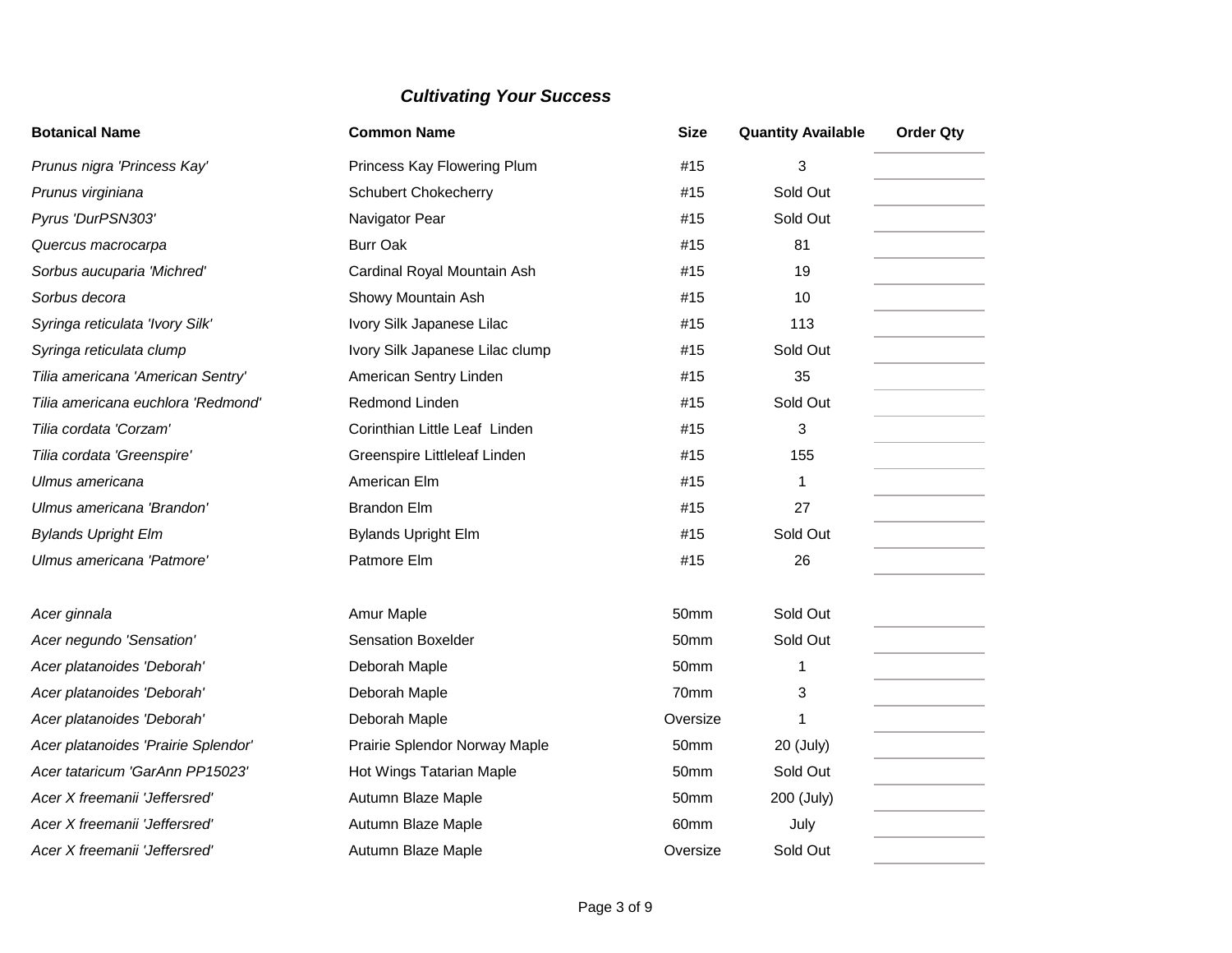### ***Cultivating Your Success***

| Botanical Name | Common Name | Size | Quantity Available | Order Qty |
|---|---|---|---|---|
| *Prunus nigra 'Princess Kay'* | Princess Kay Flowering Plum | #15 | 3 | |
| *Prunus virginiana* | Schubert Chokecherry | #15 | Sold Out | |
| *Pyrus 'DurPSN303'* | Navigator Pear | #15 | Sold Out | |
| *Quercus macrocarpa* | Burr Oak | #15 | 81 | |
| *Sorbus aucuparia 'Michred'* | Cardinal Royal Mountain Ash | #15 | 19 | |
| *Sorbus decora* | Showy Mountain Ash | #15 | 10 | |
| *Syringa reticulata 'Ivory Silk'* | Ivory Silk Japanese Lilac | #15 | 113 | |
| *Syringa reticulata clump* | Ivory Silk Japanese Lilac clump | #15 | Sold Out | |
| *Tilia americana 'American Sentry'* | American Sentry Linden | #15 | 35 | |
| *Tilia americana euchlora 'Redmond'* | Redmond Linden | #15 | Sold Out | |
| *Tilia cordata 'Corzam'* | Corinthian Little Leaf Linden | #15 | 3 | |
| *Tilia cordata 'Greenspire'* | Greenspire Littleleaf Linden | #15 | 155 | |
| *Ulmus americana* | American Elm | #15 | 1 | |
| *Ulmus americana 'Brandon'* | Brandon Elm | #15 | 27 | |
| *Bylands Upright Elm* | Bylands Upright Elm | #15 | Sold Out | |
| *Ulmus americana 'Patmore'* | Patmore Elm | #15 | 26 | |
| | | | | |
| *Acer ginnala* | Amur Maple | 50mm | Sold Out | |
| *Acer negundo 'Sensation'* | Sensation Boxelder | 50mm | Sold Out | |
| *Acer platanoides 'Deborah'* | Deborah Maple | 50mm | 1 | |
| *Acer platanoides 'Deborah'* | Deborah Maple | 70mm | 3 | |
| *Acer platanoides 'Deborah'* | Deborah Maple | Oversize | 1 | |
| *Acer platanoides 'Prairie Splendor'* | Prairie Splendor Norway Maple | 50mm | 20 (July) | |
| *Acer tataricum 'GarAnn PP15023'* | Hot Wings Tatarian Maple | 50mm | Sold Out | |
| *Acer X freemanii 'Jeffersred'* | Autumn Blaze Maple | 50mm | 200 (July) | |
| *Acer X freemanii 'Jeffersred'* | Autumn Blaze Maple | 60mm | July | |
| *Acer X freemanii 'Jeffersred'* | Autumn Blaze Maple | Oversize | Sold Out | |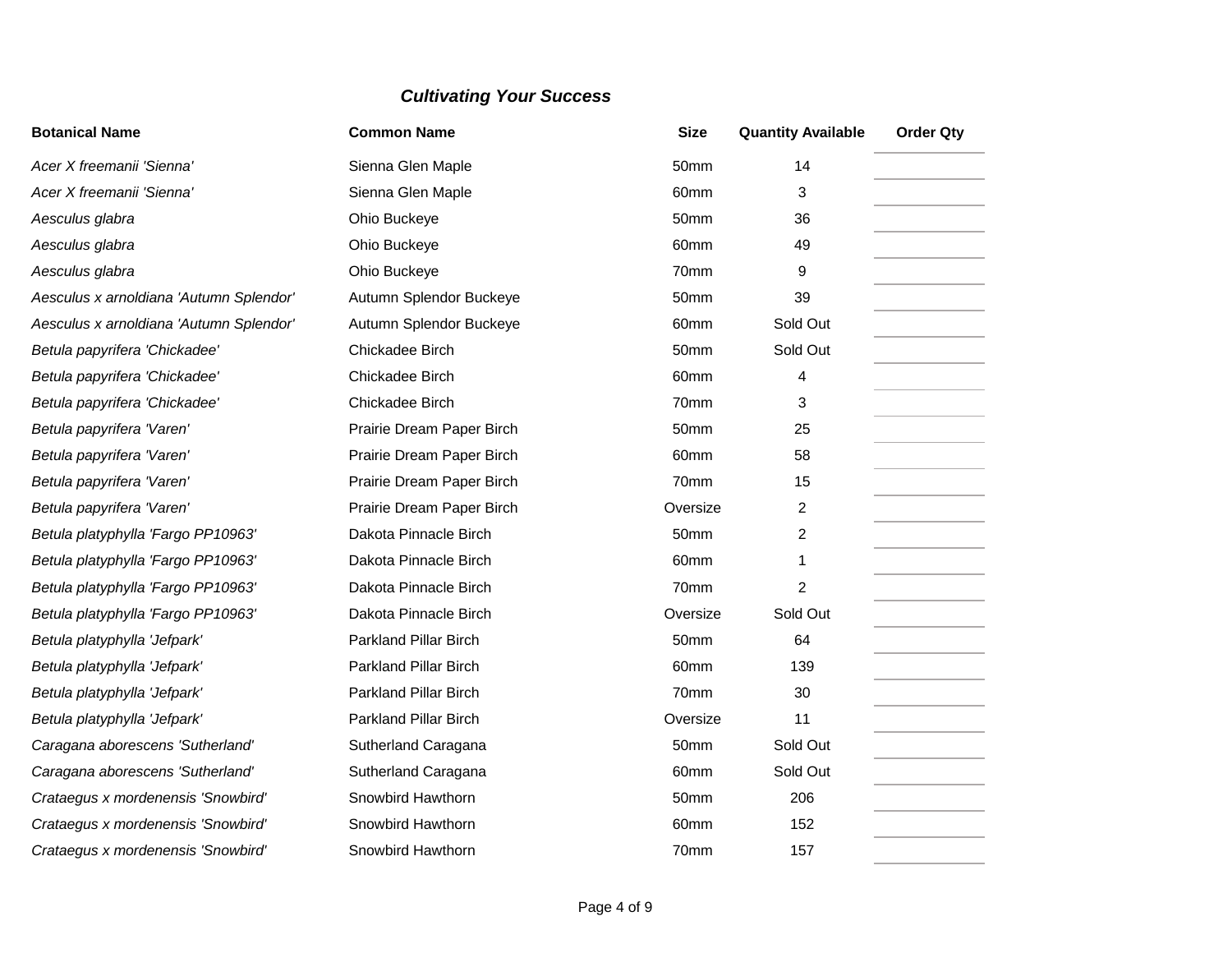***Cultivating Your Success***

| Botanical Name | Common Name | Size | Quantity Available | Order Qty |
|---|---|---|---|---|
| *Acer X freemanii 'Sienna'* | Sienna Glen Maple | 50mm | 14 | |
| *Acer X freemanii 'Sienna'* | Sienna Glen Maple | 60mm | 3 | |
| *Aesculus glabra* | Ohio Buckeye | 50mm | 36 | |
| *Aesculus glabra* | Ohio Buckeye | 60mm | 49 | |
| *Aesculus glabra* | Ohio Buckeye | 70mm | 9 | |
| *Aesculus x arnoldiana 'Autumn Splendor'* | Autumn Splendor Buckeye | 50mm | 39 | |
| *Aesculus x arnoldiana 'Autumn Splendor'* | Autumn Splendor Buckeye | 60mm | Sold Out | |
| *Betula papyrifera 'Chickadee'* | Chickadee Birch | 50mm | Sold Out | |
| *Betula papyrifera 'Chickadee'* | Chickadee Birch | 60mm | 4 | |
| *Betula papyrifera 'Chickadee'* | Chickadee Birch | 70mm | 3 | |
| *Betula papyrifera 'Varen'* | Prairie Dream Paper Birch | 50mm | 25 | |
| *Betula papyrifera 'Varen'* | Prairie Dream Paper Birch | 60mm | 58 | |
| *Betula papyrifera 'Varen'* | Prairie Dream Paper Birch | 70mm | 15 | |
| *Betula papyrifera 'Varen'* | Prairie Dream Paper Birch | Oversize | 2 | |
| *Betula platyphylla 'Fargo PP10963'* | Dakota Pinnacle Birch | 50mm | 2 | |
| *Betula platyphylla 'Fargo PP10963'* | Dakota Pinnacle Birch | 60mm | 1 | |
| *Betula platyphylla 'Fargo PP10963'* | Dakota Pinnacle Birch | 70mm | 2 | |
| *Betula platyphylla 'Fargo PP10963'* | Dakota Pinnacle Birch | Oversize | Sold Out | |
| *Betula platyphylla 'Jefpark'* | Parkland Pillar Birch | 50mm | 64 | |
| *Betula platyphylla 'Jefpark'* | Parkland Pillar Birch | 60mm | 139 | |
| *Betula platyphylla 'Jefpark'* | Parkland Pillar Birch | 70mm | 30 | |
| *Betula platyphylla 'Jefpark'* | Parkland Pillar Birch | Oversize | 11 | |
| *Caragana aborescens 'Sutherland'* | Sutherland Caragana | 50mm | Sold Out | |
| *Caragana aborescens 'Sutherland'* | Sutherland Caragana | 60mm | Sold Out | |
| *Crataegus x mordenensis 'Snowbird'* | Snowbird Hawthorn | 50mm | 206 | |
| *Crataegus x mordenensis 'Snowbird'* | Snowbird Hawthorn | 60mm | 152 | |
| *Crataegus x mordenensis 'Snowbird'* | Snowbird Hawthorn | 70mm | 157 | |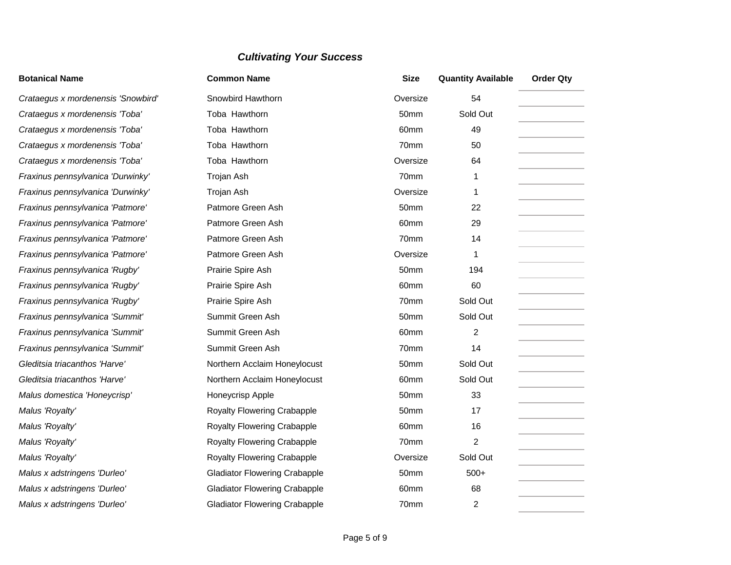*Cultivating Your Success*

| Botanical Name | Common Name | Size | Quantity Available | Order Qty |
| --- | --- | --- | --- | --- |
| *Crataegus x mordenensis 'Snowbird'* | Snowbird Hawthorn | Oversize | 54 | |
| *Crataegus x mordenensis 'Toba'* | Toba Hawthorn | 50mm | Sold Out | |
| *Crataegus x mordenensis 'Toba'* | Toba Hawthorn | 60mm | 49 | |
| *Crataegus x mordenensis 'Toba'* | Toba Hawthorn | 70mm | 50 | |
| *Crataegus x mordenensis 'Toba'* | Toba Hawthorn | Oversize | 64 | |
| *Fraxinus pennsylvanica 'Durwinky'* | Trojan Ash | 70mm | 1 | |
| *Fraxinus pennsylvanica 'Durwinky'* | Trojan Ash | Oversize | 1 | |
| *Fraxinus pennsylvanica 'Patmore'* | Patmore Green Ash | 50mm | 22 | |
| *Fraxinus pennsylvanica 'Patmore'* | Patmore Green Ash | 60mm | 29 | |
| *Fraxinus pennsylvanica 'Patmore'* | Patmore Green Ash | 70mm | 14 | |
| *Fraxinus pennsylvanica 'Patmore'* | Patmore Green Ash | Oversize | 1 | |
| *Fraxinus pennsylvanica 'Rugby'* | Prairie Spire Ash | 50mm | 194 | |
| *Fraxinus pennsylvanica 'Rugby'* | Prairie Spire Ash | 60mm | 60 | |
| *Fraxinus pennsylvanica 'Rugby'* | Prairie Spire Ash | 70mm | Sold Out | |
| *Fraxinus pennsylvanica 'Summit'* | Summit Green Ash | 50mm | Sold Out | |
| *Fraxinus pennsylvanica 'Summit'* | Summit Green Ash | 60mm | 2 | |
| *Fraxinus pennsylvanica 'Summit'* | Summit Green Ash | 70mm | 14 | |
| *Gleditsia triacanthos 'Harve'* | Northern Acclaim Honeylocust | 50mm | Sold Out | |
| *Gleditsia triacanthos 'Harve'* | Northern Acclaim Honeylocust | 60mm | Sold Out | |
| *Malus domestica 'Honeycrisp'* | Honeycrisp Apple | 50mm | 33 | |
| *Malus 'Royalty'* | Royalty Flowering Crabapple | 50mm | 17 | |
| *Malus 'Royalty'* | Royalty Flowering Crabapple | 60mm | 16 | |
| *Malus 'Royalty'* | Royalty Flowering Crabapple | 70mm | 2 | |
| *Malus 'Royalty'* | Royalty Flowering Crabapple | Oversize | Sold Out | |
| *Malus x adstringens 'Durleo'* | Gladiator Flowering Crabapple | 50mm | 500+ | |
| *Malus x adstringens 'Durleo'* | Gladiator Flowering Crabapple | 60mm | 68 | |
| *Malus x adstringens 'Durleo'* | Gladiator Flowering Crabapple | 70mm | 2 | |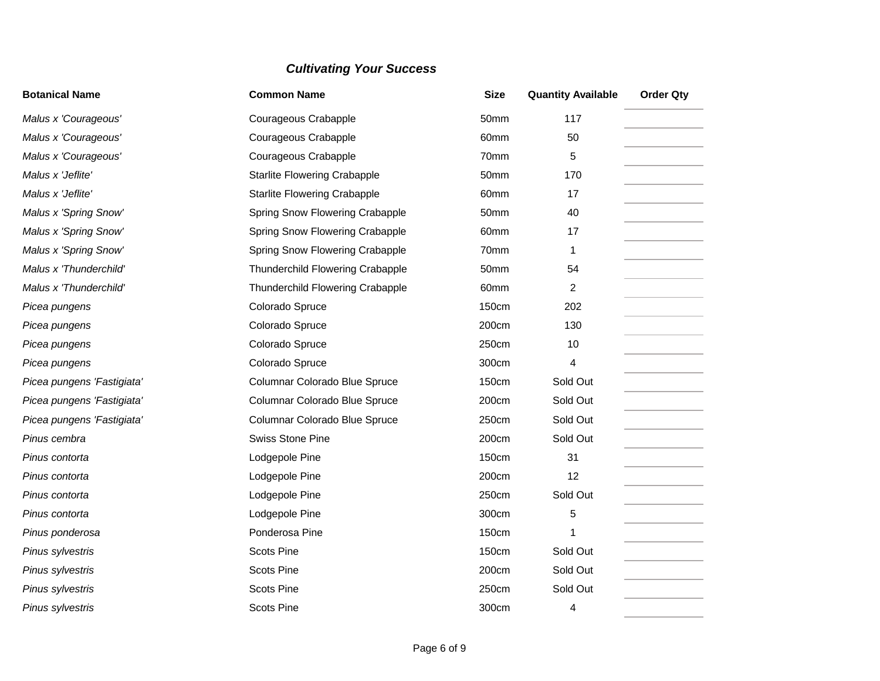***Cultivating Your Success***

| Botanical Name | Common Name | Size | Quantity Available | Order Qty |
|---|---|---|---|---|
| *Malus x 'Courageous'* | Courageous Crabapple | 50mm | 117 | |
| *Malus x 'Courageous'* | Courageous Crabapple | 60mm | 50 | |
| *Malus x 'Courageous'* | Courageous Crabapple | 70mm | 5 | |
| *Malus x 'Jeflite'* | Starlite Flowering Crabapple | 50mm | 170 | |
| *Malus x 'Jeflite'* | Starlite Flowering Crabapple | 60mm | 17 | |
| *Malus x 'Spring Snow'* | Spring Snow Flowering Crabapple | 50mm | 40 | |
| *Malus x 'Spring Snow'* | Spring Snow Flowering Crabapple | 60mm | 17 | |
| *Malus x 'Spring Snow'* | Spring Snow Flowering Crabapple | 70mm | 1 | |
| *Malus x 'Thunderchild'* | Thunderchild Flowering Crabapple | 50mm | 54 | |
| *Malus x 'Thunderchild'* | Thunderchild Flowering Crabapple | 60mm | 2 | |
| *Picea pungens* | Colorado Spruce | 150cm | 202 | |
| *Picea pungens* | Colorado Spruce | 200cm | 130 | |
| *Picea pungens* | Colorado Spruce | 250cm | 10 | |
| *Picea pungens* | Colorado Spruce | 300cm | 4 | |
| *Picea pungens 'Fastigiata'* | Columnar Colorado Blue Spruce | 150cm | Sold Out | |
| *Picea pungens 'Fastigiata'* | Columnar Colorado Blue Spruce | 200cm | Sold Out | |
| *Picea pungens 'Fastigiata'* | Columnar Colorado Blue Spruce | 250cm | Sold Out | |
| *Pinus cembra* | Swiss Stone Pine | 200cm | Sold Out | |
| *Pinus contorta* | Lodgepole Pine | 150cm | 31 | |
| *Pinus contorta* | Lodgepole Pine | 200cm | 12 | |
| *Pinus contorta* | Lodgepole Pine | 250cm | Sold Out | |
| *Pinus contorta* | Lodgepole Pine | 300cm | 5 | |
| *Pinus ponderosa* | Ponderosa Pine | 150cm | 1 | |
| *Pinus sylvestris* | Scots Pine | 150cm | Sold Out | |
| *Pinus sylvestris* | Scots Pine | 200cm | Sold Out | |
| *Pinus sylvestris* | Scots Pine | 250cm | Sold Out | |
| *Pinus sylvestris* | Scots Pine | 300cm | 4 | |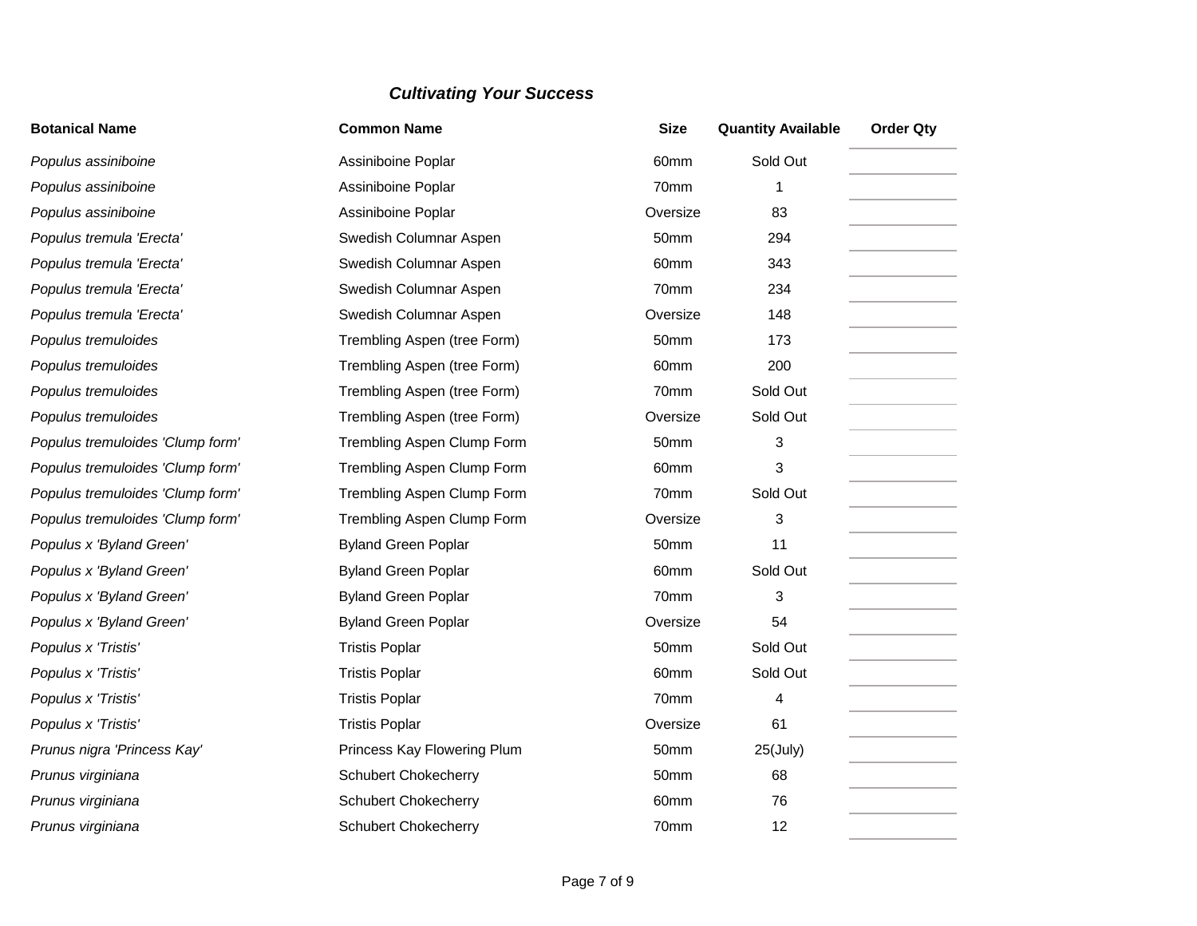***Cultivating Your Success***

| Botanical Name | Common Name | Size | Quantity Available | Order Qty |
|---|---|---|---|---|
| *Populus assiniboine* | Assiniboine Poplar | 60mm | Sold Out | |
| *Populus assiniboine* | Assiniboine Poplar | 70mm | 1 | |
| *Populus assiniboine* | Assiniboine Poplar | Oversize | 83 | |
| *Populus tremula 'Erecta'* | Swedish Columnar Aspen | 50mm | 294 | |
| *Populus tremula 'Erecta'* | Swedish Columnar Aspen | 60mm | 343 | |
| *Populus tremula 'Erecta'* | Swedish Columnar Aspen | 70mm | 234 | |
| *Populus tremula 'Erecta'* | Swedish Columnar Aspen | Oversize | 148 | |
| *Populus tremuloides* | Trembling Aspen (tree Form) | 50mm | 173 | |
| *Populus tremuloides* | Trembling Aspen (tree Form) | 60mm | 200 | |
| *Populus tremuloides* | Trembling Aspen (tree Form) | 70mm | Sold Out | |
| *Populus tremuloides* | Trembling Aspen (tree Form) | Oversize | Sold Out | |
| *Populus tremuloides 'Clump form'* | Trembling Aspen Clump Form | 50mm | 3 | |
| *Populus tremuloides 'Clump form'* | Trembling Aspen Clump Form | 60mm | 3 | |
| *Populus tremuloides 'Clump form'* | Trembling Aspen Clump Form | 70mm | Sold Out | |
| *Populus tremuloides 'Clump form'* | Trembling Aspen Clump Form | Oversize | 3 | |
| *Populus x 'Byland Green'* | Byland Green Poplar | 50mm | 11 | |
| *Populus x 'Byland Green'* | Byland Green Poplar | 60mm | Sold Out | |
| *Populus x 'Byland Green'* | Byland Green Poplar | 70mm | 3 | |
| *Populus x 'Byland Green'* | Byland Green Poplar | Oversize | 54 | |
| *Populus x 'Tristis'* | Tristis Poplar | 50mm | Sold Out | |
| *Populus x 'Tristis'* | Tristis Poplar | 60mm | Sold Out | |
| *Populus x 'Tristis'* | Tristis Poplar | 70mm | 4 | |
| *Populus x 'Tristis'* | Tristis Poplar | Oversize | 61 | |
| *Prunus nigra 'Princess Kay'* | Princess Kay Flowering Plum | 50mm | 25(July) | |
| *Prunus virginiana* | Schubert Chokecherry | 50mm | 68 | |
| *Prunus virginiana* | Schubert Chokecherry | 60mm | 76 | |
| *Prunus virginiana* | Schubert Chokecherry | 70mm | 12 | |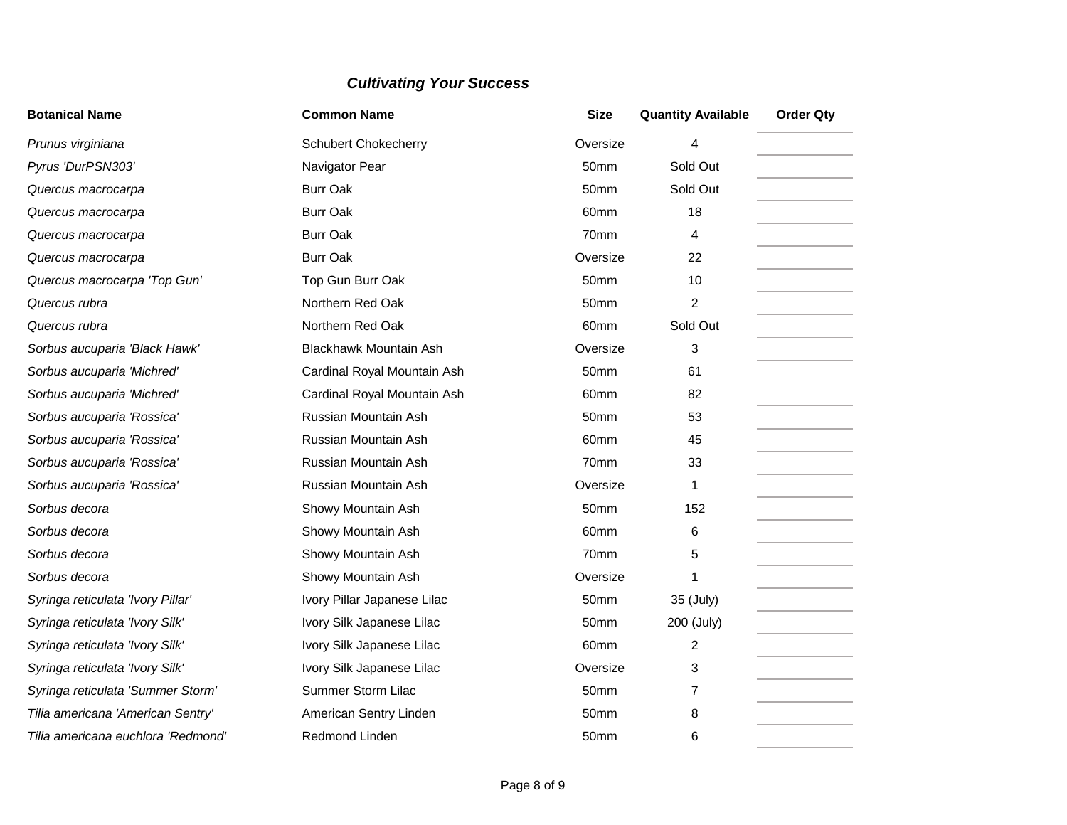***Cultivating Your Success***

| Botanical Name | Common Name | Size | Quantity Available | Order Qty |
|---|---|---|---|---|
| *Prunus virginiana* | Schubert Chokecherry | Oversize | 4 | |
| *Pyrus 'DurPSN303'* | Navigator Pear | 50mm | Sold Out | |
| *Quercus macrocarpa* | Burr Oak | 50mm | Sold Out | |
| *Quercus macrocarpa* | Burr Oak | 60mm | 18 | |
| *Quercus macrocarpa* | Burr Oak | 70mm | 4 | |
| *Quercus macrocarpa* | Burr Oak | Oversize | 22 | |
| *Quercus macrocarpa 'Top Gun'* | Top Gun Burr Oak | 50mm | 10 | |
| *Quercus rubra* | Northern Red Oak | 50mm | 2 | |
| *Quercus rubra* | Northern Red Oak | 60mm | Sold Out | |
| *Sorbus aucuparia 'Black Hawk'* | Blackhawk Mountain Ash | Oversize | 3 | |
| *Sorbus aucuparia 'Michred'* | Cardinal Royal Mountain Ash | 50mm | 61 | |
| *Sorbus aucuparia 'Michred'* | Cardinal Royal Mountain Ash | 60mm | 82 | |
| *Sorbus aucuparia 'Rossica'* | Russian Mountain Ash | 50mm | 53 | |
| *Sorbus aucuparia 'Rossica'* | Russian Mountain Ash | 60mm | 45 | |
| *Sorbus aucuparia 'Rossica'* | Russian Mountain Ash | 70mm | 33 | |
| *Sorbus aucuparia 'Rossica'* | Russian Mountain Ash | Oversize | 1 | |
| *Sorbus decora* | Showy Mountain Ash | 50mm | 152 | |
| *Sorbus decora* | Showy Mountain Ash | 60mm | 6 | |
| *Sorbus decora* | Showy Mountain Ash | 70mm | 5 | |
| *Sorbus decora* | Showy Mountain Ash | Oversize | 1 | |
| *Syringa reticulata 'Ivory Pillar'* | Ivory Pillar Japanese Lilac | 50mm | 35 (July) | |
| *Syringa reticulata 'Ivory Silk'* | Ivory Silk Japanese Lilac | 50mm | 200 (July) | |
| *Syringa reticulata 'Ivory Silk'* | Ivory Silk Japanese Lilac | 60mm | 2 | |
| *Syringa reticulata 'Ivory Silk'* | Ivory Silk Japanese Lilac | Oversize | 3 | |
| *Syringa reticulata 'Summer Storm'* | Summer Storm Lilac | 50mm | 7 | |
| *Tilia americana 'American Sentry'* | American Sentry Linden | 50mm | 8 | |
| *Tilia americana euchlora 'Redmond'* | Redmond Linden | 50mm | 6 | |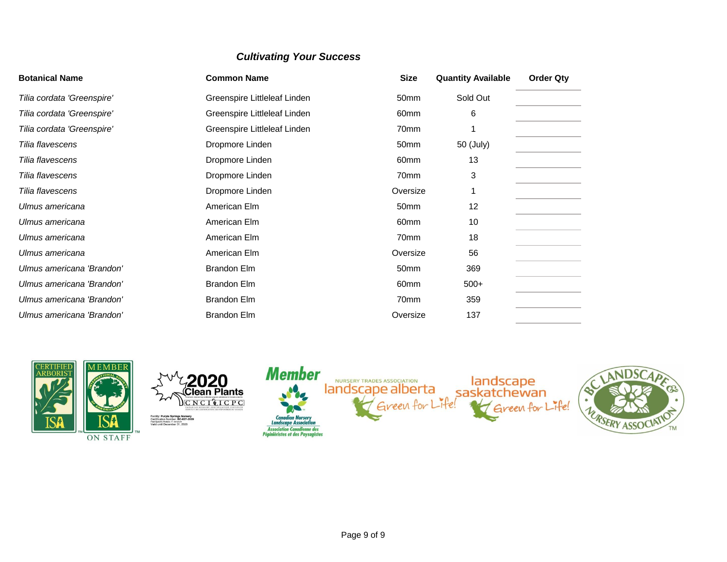*Cultivating Your Success*

| Botanical Name | Common Name | Size | Quantity Available | Order Qty |
|---|---|---|---|---|
| *Tilia cordata 'Greenspire'* | Greenspire Littleleaf Linden | 50mm | Sold Out | |
| *Tilia cordata 'Greenspire'* | Greenspire Littleleaf Linden | 60mm | 6 | |
| *Tilia cordata 'Greenspire'* | Greenspire Littleleaf Linden | 70mm | 1 | |
| *Tilia flavescens* | Dropmore Linden | 50mm | 50 (July) | |
| *Tilia flavescens* | Dropmore Linden | 60mm | 13 | |
| *Tilia flavescens* | Dropmore Linden | 70mm | 3 | |
| *Tilia flavescens* | Dropmore Linden | Oversize | 1 | |
| *Ulmus americana* | American Elm | 50mm | 12 | |
| *Ulmus americana* | American Elm | 60mm | 10 | |
| *Ulmus americana* | American Elm | 70mm | 18 | |
| *Ulmus americana* | American Elm | Oversize | 56 | |
| *Ulmus americana 'Brandon'* | Brandon Elm | 50mm | 369 | |
| *Ulmus americana 'Brandon'* | Brandon Elm | 60mm | 500+ | |
| *Ulmus americana 'Brandon'* | Brandon Elm | 70mm | 359 | |
| *Ulmus americana 'Brandon'* | Brandon Elm | Oversize | 137 | |